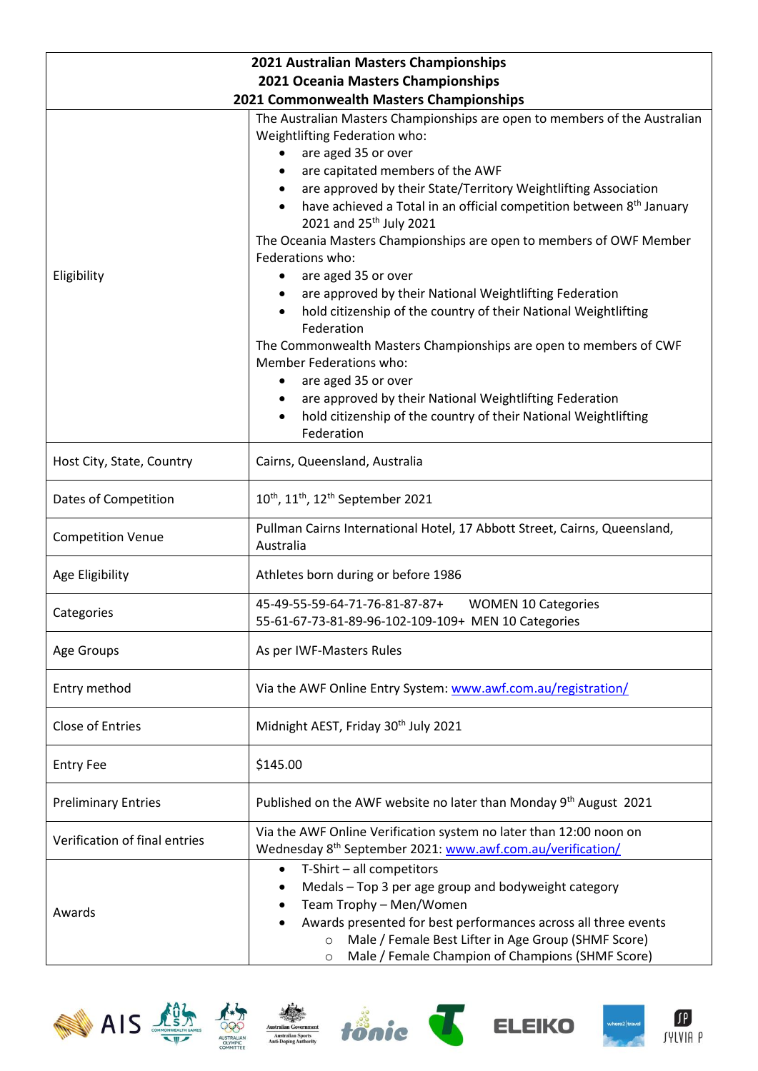| 2021 Australian Masters Championships<br>2021 Oceania Masters Championships<br>2021 Commonwealth Masters Championships | |
|---|---|
| Eligibility | The Australian Masters Championships are open to members of the Australian Weightlifting Federation who:<br>• are aged 35 or over<br>• are capitated members of the AWF<br>• are approved by their State/Territory Weightlifting Association<br>• have achieved a Total in an official competition between 8th January 2021 and 25th July 2021<br>The Oceania Masters Championships are open to members of OWF Member Federations who:<br>• are aged 35 or over<br>• are approved by their National Weightlifting Federation<br>• hold citizenship of the country of their National Weightlifting Federation<br>The Commonwealth Masters Championships are open to members of CWF Member Federations who:<br>• are aged 35 or over<br>• are approved by their National Weightlifting Federation<br>• hold citizenship of the country of their National Weightlifting Federation |
| Host City, State, Country | Cairns, Queensland, Australia |
| Dates of Competition | 10th, 11th, 12th September 2021 |
| Competition Venue | Pullman Cairns International Hotel, 17 Abbott Street, Cairns, Queensland, Australia |
| Age Eligibility | Athletes born during or before 1986 |
| Categories | 45-49-55-59-64-71-76-81-87-87+ WOMEN 10 Categories<br>55-61-67-73-81-89-96-102-109-109+ MEN 10 Categories |
| Age Groups | As per IWF-Masters Rules |
| Entry method | Via the AWF Online Entry System: www.awf.com.au/registration/ |
| Close of Entries | Midnight AEST, Friday 30th July 2021 |
| Entry Fee | $145.00 |
| Preliminary Entries | Published on the AWF website no later than Monday 9th August 2021 |
| Verification of final entries | Via the AWF Online Verification system no later than 12:00 noon on Wednesday 8th September 2021: www.awf.com.au/verification/ |
| Awards | • T-Shirt – all competitors<br>• Medals – Top 3 per age group and bodyweight category<br>• Team Trophy – Men/Women<br>• Awards presented for best performances across all three events<br>  ○ Male / Female Best Lifter in Age Group (SHMF Score)<br>  ○ Male / Female Champion of Champions (SHMF Score) |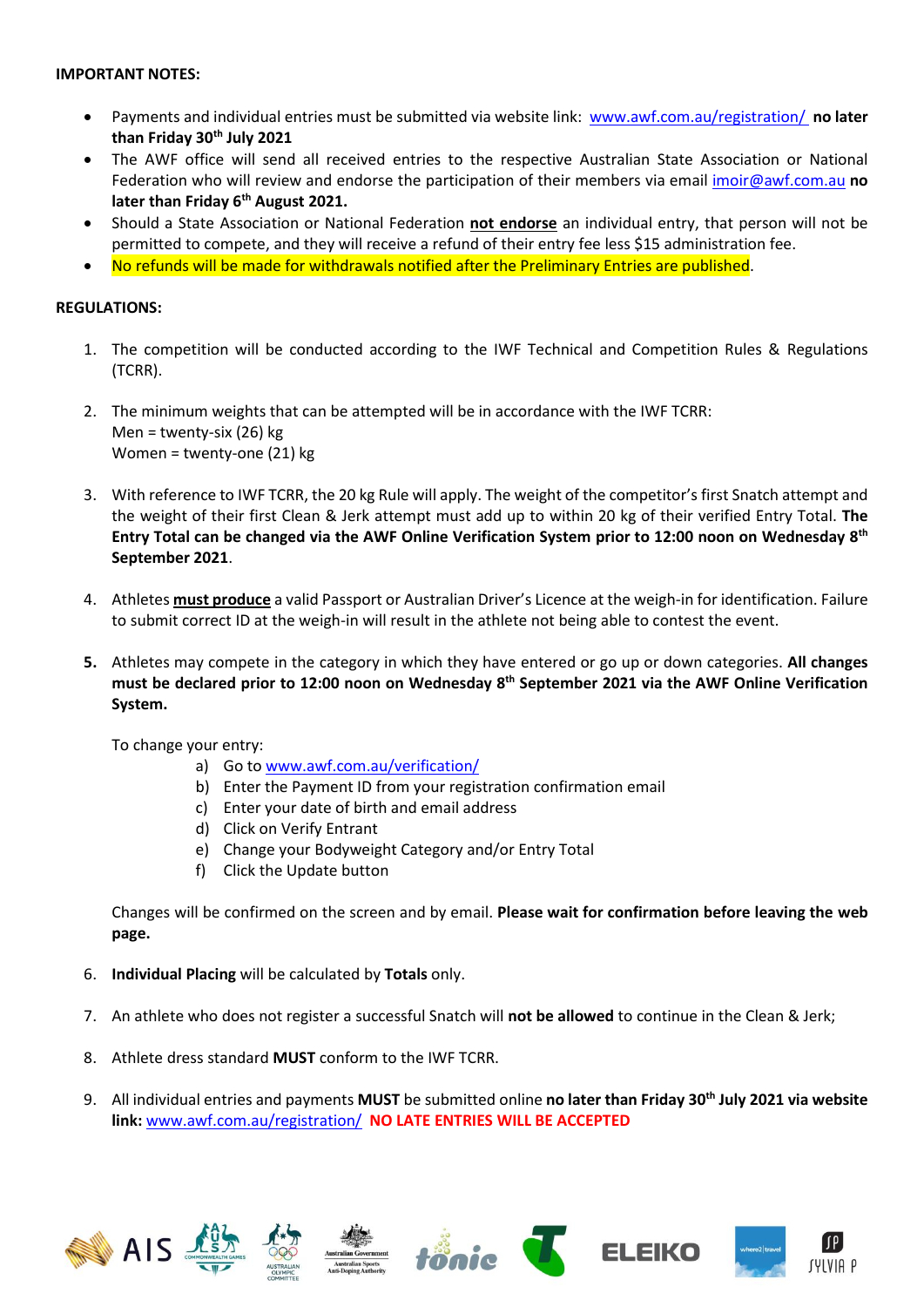**IMPORTANT NOTES:**

- Payments and individual entries must be submitted via website link: [www.awf.com.au/registration/](http://www.awf.com.au/registration/) **no later than Friday 30th July 2021**
- The AWF office will send all received entries to the respective Australian State Association or National Federation who will review and endorse the participation of their members via email [imoir@awf.com.au](mailto:imoir@awf.com.au) **no later than Friday 6th August 2021.**
- Should a State Association or National Federation **not endorse** an individual entry, that person will not be permitted to compete, and they will receive a refund of their entry fee less $15 administration fee.
- No refunds will be made for withdrawals notified after the Preliminary Entries are published.

**REGULATIONS:**

1. The competition will be conducted according to the IWF Technical and Competition Rules & Regulations (TCRR).

2. The minimum weights that can be attempted will be in accordance with the IWF TCRR:
   Men = twenty-six (26) kg
   Women = twenty-one (21) kg

3. With reference to IWF TCRR, the 20 kg Rule will apply. The weight of the competitor's first Snatch attempt and the weight of their first Clean & Jerk attempt must add up to within 20 kg of their verified Entry Total. **The Entry Total can be changed via the AWF Online Verification System prior to 12:00 noon on Wednesday 8th September 2021**.

4. Athletes **must produce** a valid Passport or Australian Driver's Licence at the weigh-in for identification. Failure to submit correct ID at the weigh-in will result in the athlete not being able to contest the event.

5. Athletes may compete in the category in which they have entered or go up or down categories. **All changes must be declared prior to 12:00 noon on Wednesday 8th September 2021 via the AWF Online Verification System.**

   To change your entry:
   a) Go to [www.awf.com.au/verification/](http://www.awf.com.au/verification/)
   b) Enter the Payment ID from your registration confirmation email
   c) Enter your date of birth and email address
   d) Click on Verify Entrant
   e) Change your Bodyweight Category and/or Entry Total
   f) Click the Update button

   Changes will be confirmed on the screen and by email. **Please wait for confirmation before leaving the web page.**

6. **Individual Placing** will be calculated by **Totals** only.

7. An athlete who does not register a successful Snatch will **not be allowed** to continue in the Clean & Jerk;

8. Athlete dress standard **MUST** conform to the IWF TCRR.

9. All individual entries and payments **MUST** be submitted online **no later than Friday 30th July 2021 via website link:** [www.awf.com.au/registration/](http://www.awf.com.au/registration/) **NO LATE ENTRIES WILL BE ACCEPTED**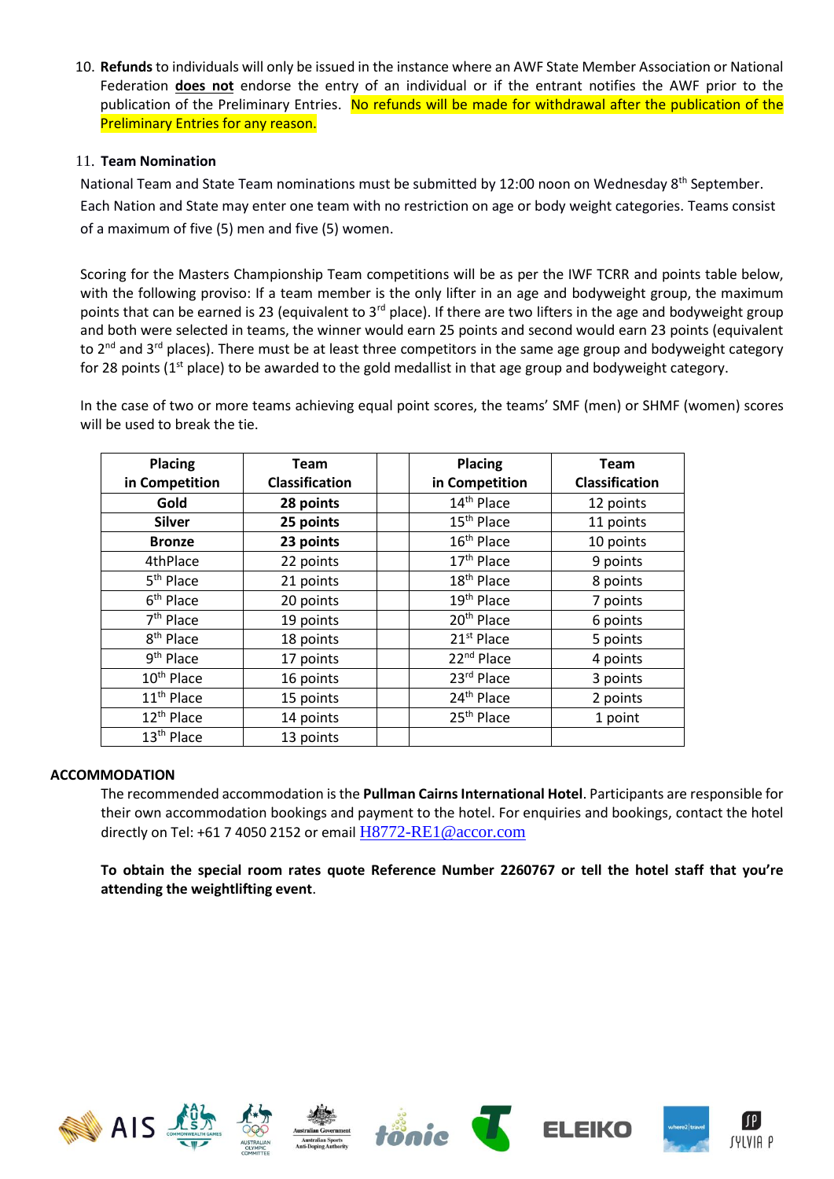10. **Refunds** to individuals will only be issued in the instance where an AWF State Member Association or National Federation **does not** endorse the entry of an individual or if the entrant notifies the AWF prior to the publication of the Preliminary Entries. No refunds will be made for withdrawal after the publication of the Preliminary Entries for any reason.

11. **Team Nomination**

National Team and State Team nominations must be submitted by 12:00 noon on Wednesday 8th September. Each Nation and State may enter one team with no restriction on age or body weight categories. Teams consist of a maximum of five (5) men and five (5) women.

Scoring for the Masters Championship Team competitions will be as per the IWF TCRR and points table below, with the following proviso: If a team member is the only lifter in an age and bodyweight group, the maximum points that can be earned is 23 (equivalent to 3rd place). If there are two lifters in the age and bodyweight group and both were selected in teams, the winner would earn 25 points and second would earn 23 points (equivalent to 2nd and 3rd places). There must be at least three competitors in the same age group and bodyweight category for 28 points (1st place) to be awarded to the gold medallist in that age group and bodyweight category.

In the case of two or more teams achieving equal point scores, the teams' SMF (men) or SHMF (women) scores will be used to break the tie.

| Placing in Competition | Team Classification | | Placing in Competition | Team Classification |
|---|---|---|---|---|
| **Gold** | **28 points** | | 14th Place | 12 points |
| **Silver** | **25 points** | | 15th Place | 11 points |
| **Bronze** | **23 points** | | 16th Place | 10 points |
| 4thPlace | 22 points | | 17th Place | 9 points |
| 5th Place | 21 points | | 18th Place | 8 points |
| 6th Place | 20 points | | 19th Place | 7 points |
| 7th Place | 19 points | | 20th Place | 6 points |
| 8th Place | 18 points | | 21st Place | 5 points |
| 9th Place | 17 points | | 22nd Place | 4 points |
| 10th Place | 16 points | | 23rd Place | 3 points |
| 11th Place | 15 points | | 24th Place | 2 points |
| 12th Place | 14 points | | 25th Place | 1 point |
| 13th Place | 13 points | | | |

**ACCOMMODATION**

The recommended accommodation is the **Pullman Cairns International Hotel**. Participants are responsible for their own accommodation bookings and payment to the hotel. For enquiries and bookings, contact the hotel directly on Tel: +61 7 4050 2152 or email H8772-RE1@accor.com

**To obtain the special room rates quote Reference Number 2260767 or tell the hotel staff that you're attending the weightlifting event**.